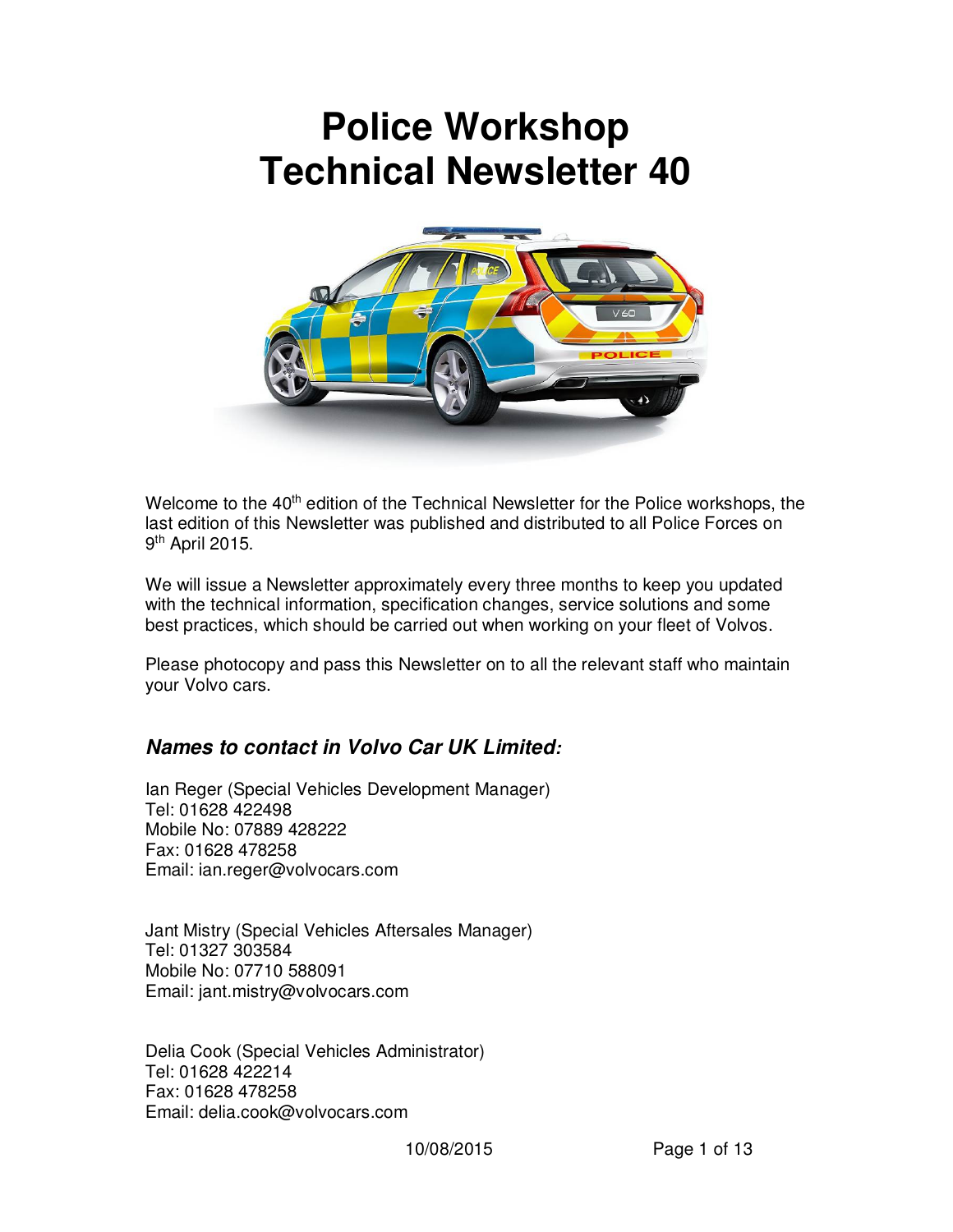# Police Workshop Technical Newsletter 40

Welcome to the 40th edition of the Technical Newsletter for the Police workshops, the last edition of this Newsletter was published and distributed to all Police Forces on 9th April 2015.

We will issue a Newsletter approximately every three months to keep you updated with the technical information, specification changes, service solutions and some best practices, which should be carried out when working on your fleet of Volvos.

Please photocopy and pass this Newsletter on to all the relevant staff who maintain your Volvo cars.

## *Names to contact in Volvo Car UK Limited:*

Ian Reger (Special Vehicles Development Manager)
Tel: 01628 422498
Mobile No: 07889 428222
Fax: 01628 478258
Email: ian.reger@volvocars.com

Jant Mistry (Special Vehicles Aftersales Manager)
Tel: 01327 303584
Mobile No: 07710 588091
Email: jant.mistry@volvocars.com

Delia Cook (Special Vehicles Administrator)
Tel: 01628 422214
Fax: 01628 478258
Email: delia.cook@volvocars.com

10/08/2015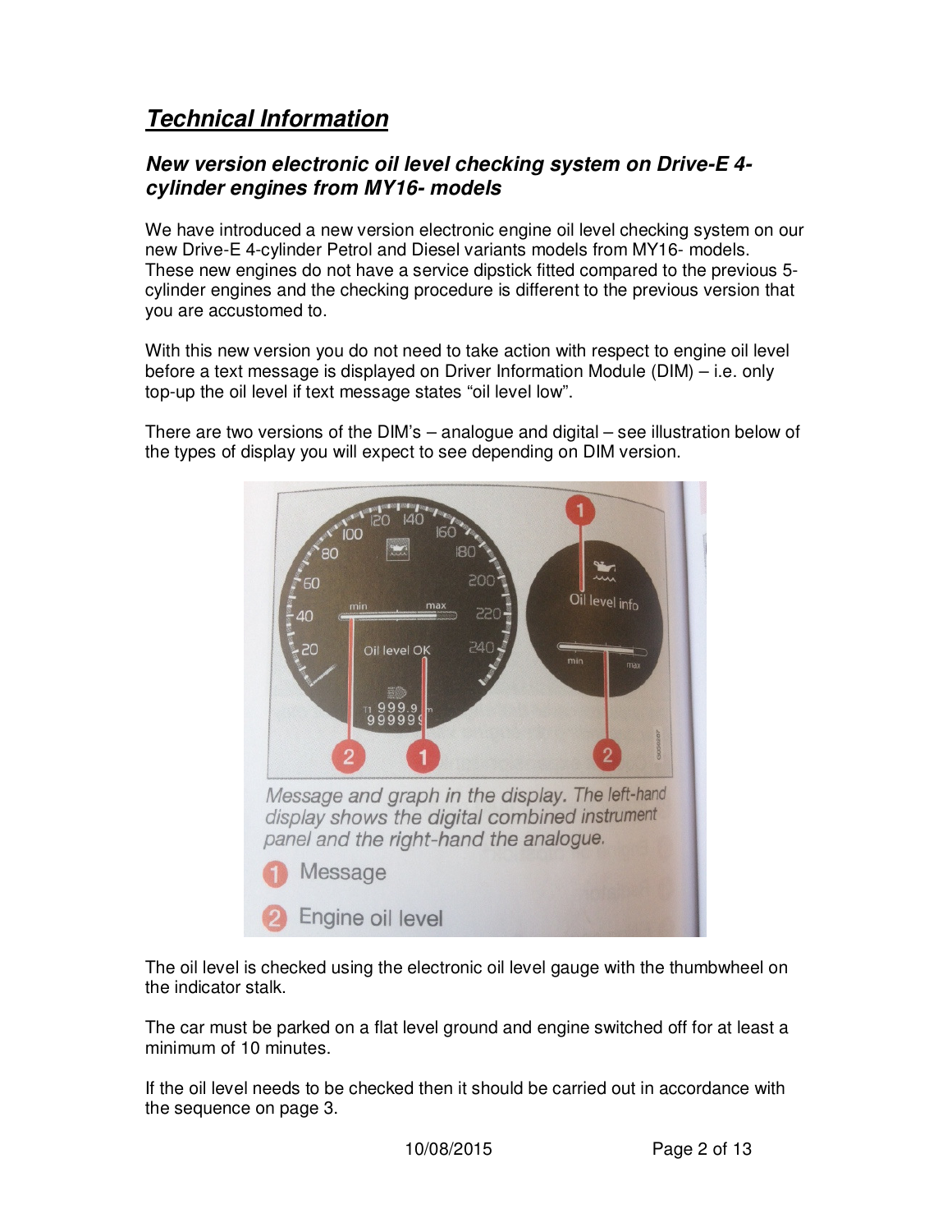# Technical Information

## New version electronic oil level checking system on Drive-E 4-cylinder engines from MY16- models

We have introduced a new version electronic engine oil level checking system on our new Drive-E 4-cylinder Petrol and Diesel variants models from MY16- models. These new engines do not have a service dipstick fitted compared to the previous 5-cylinder engines and the checking procedure is different to the previous version that you are accustomed to.

With this new version you do not need to take action with respect to engine oil level before a text message is displayed on Driver Information Module (DIM) – i.e. only top-up the oil level if text message states "oil level low".

There are two versions of the DIM's – analogue and digital – see illustration below of the types of display you will expect to see depending on DIM version.

*Message and graph in the display. The left-hand display shows the digital combined instrument panel and the right-hand the analogue.*

1. Message
2. Engine oil level

The oil level is checked using the electronic oil level gauge with the thumbwheel on the indicator stalk.

The car must be parked on a flat level ground and engine switched off for at least a minimum of 10 minutes.

If the oil level needs to be checked then it should be carried out in accordance with the sequence on page 3.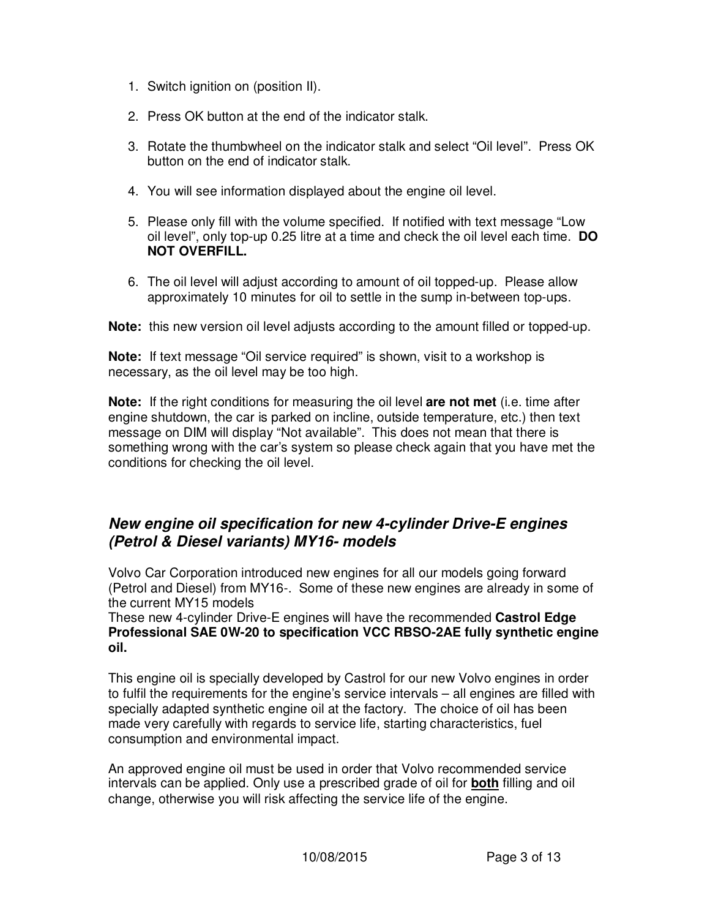1. Switch ignition on (position II).

2. Press OK button at the end of the indicator stalk.

3. Rotate the thumbwheel on the indicator stalk and select “Oil level”. Press OK button on the end of indicator stalk.

4. You will see information displayed about the engine oil level.

5. Please only fill with the volume specified. If notified with text message “Low oil level”, only top-up 0.25 litre at a time and check the oil level each time. **DO NOT OVERFILL.**

6. The oil level will adjust according to amount of oil topped-up. Please allow approximately 10 minutes for oil to settle in the sump in-between top-ups.

**Note:** this new version oil level adjusts according to the amount filled or topped-up.

**Note:** If text message “Oil service required” is shown, visit to a workshop is necessary, as the oil level may be too high.

**Note:** If the right conditions for measuring the oil level **are not met** (i.e. time after engine shutdown, the car is parked on incline, outside temperature, etc.) then text message on DIM will display “Not available”. This does not mean that there is something wrong with the car’s system so please check again that you have met the conditions for checking the oil level.

## *New engine oil specification for new 4-cylinder Drive-E engines (Petrol & Diesel variants) MY16- models*

Volvo Car Corporation introduced new engines for all our models going forward (Petrol and Diesel) from MY16-. Some of these new engines are already in some of the current MY15 models
These new 4-cylinder Drive-E engines will have the recommended **Castrol Edge Professional SAE 0W-20 to specification VCC RBSO-2AE fully synthetic engine oil.**

This engine oil is specially developed by Castrol for our new Volvo engines in order to fulfil the requirements for the engine’s service intervals – all engines are filled with specially adapted synthetic engine oil at the factory. The choice of oil has been made very carefully with regards to service life, starting characteristics, fuel consumption and environmental impact.

An approved engine oil must be used in order that Volvo recommended service intervals can be applied. Only use a prescribed grade of oil for **both** filling and oil change, otherwise you will risk affecting the service life of the engine.

10/08/2015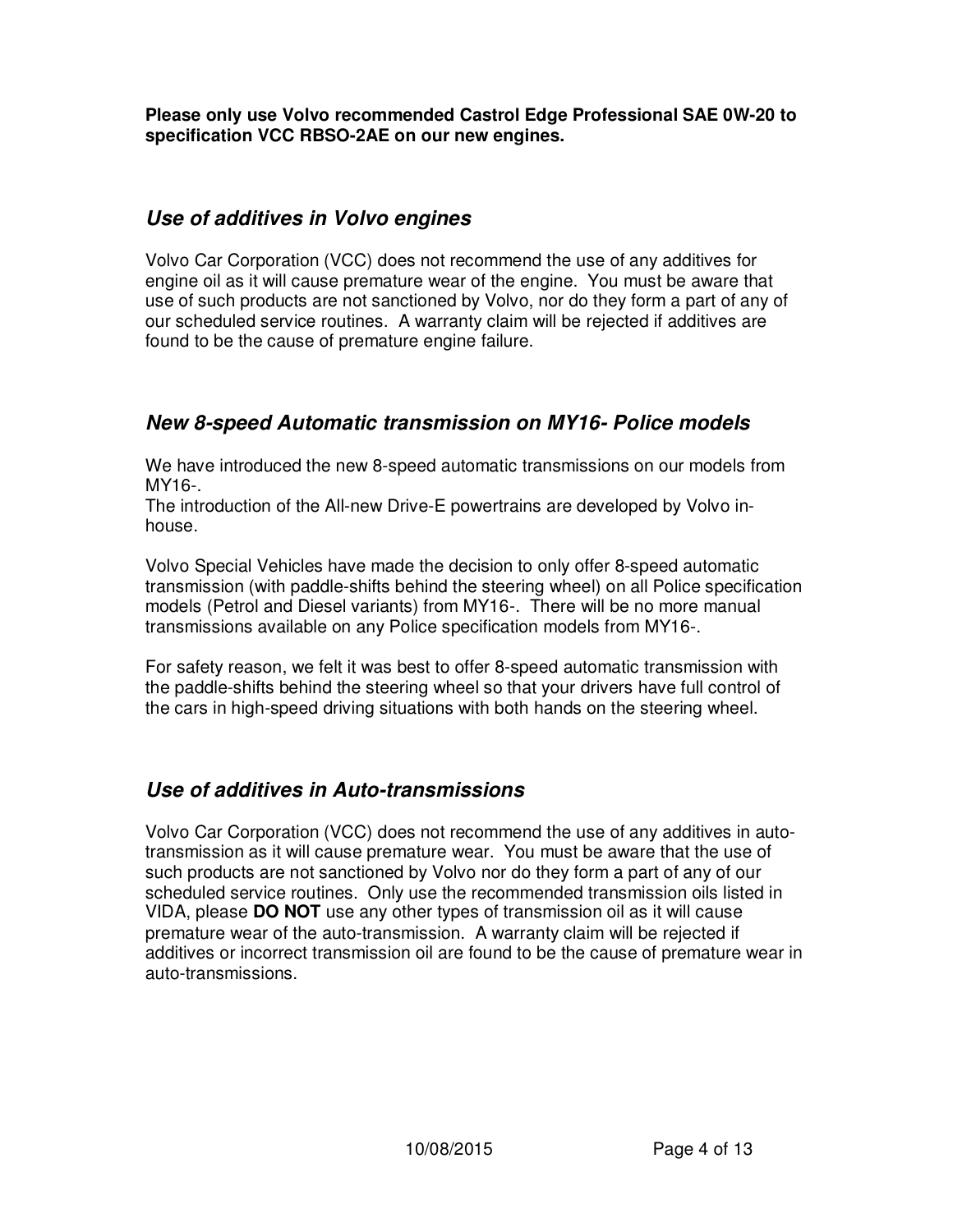**Please only use Volvo recommended Castrol Edge Professional SAE 0W-20 to specification VCC RBSO-2AE on our new engines.**

## *Use of additives in Volvo engines*

Volvo Car Corporation (VCC) does not recommend the use of any additives for engine oil as it will cause premature wear of the engine. You must be aware that use of such products are not sanctioned by Volvo, nor do they form a part of any of our scheduled service routines. A warranty claim will be rejected if additives are found to be the cause of premature engine failure.

## *New 8-speed Automatic transmission on MY16- Police models*

We have introduced the new 8-speed automatic transmissions on our models from MY16-.
The introduction of the All-new Drive-E powertrains are developed by Volvo in-house.

Volvo Special Vehicles have made the decision to only offer 8-speed automatic transmission (with paddle-shifts behind the steering wheel) on all Police specification models (Petrol and Diesel variants) from MY16-. There will be no more manual transmissions available on any Police specification models from MY16-.

For safety reason, we felt it was best to offer 8-speed automatic transmission with the paddle-shifts behind the steering wheel so that your drivers have full control of the cars in high-speed driving situations with both hands on the steering wheel.

## *Use of additives in Auto-transmissions*

Volvo Car Corporation (VCC) does not recommend the use of any additives in auto-transmission as it will cause premature wear. You must be aware that the use of such products are not sanctioned by Volvo nor do they form a part of any of our scheduled service routines. Only use the recommended transmission oils listed in VIDA, please **DO NOT** use any other types of transmission oil as it will cause premature wear of the auto-transmission. A warranty claim will be rejected if additives or incorrect transmission oil are found to be the cause of premature wear in auto-transmissions.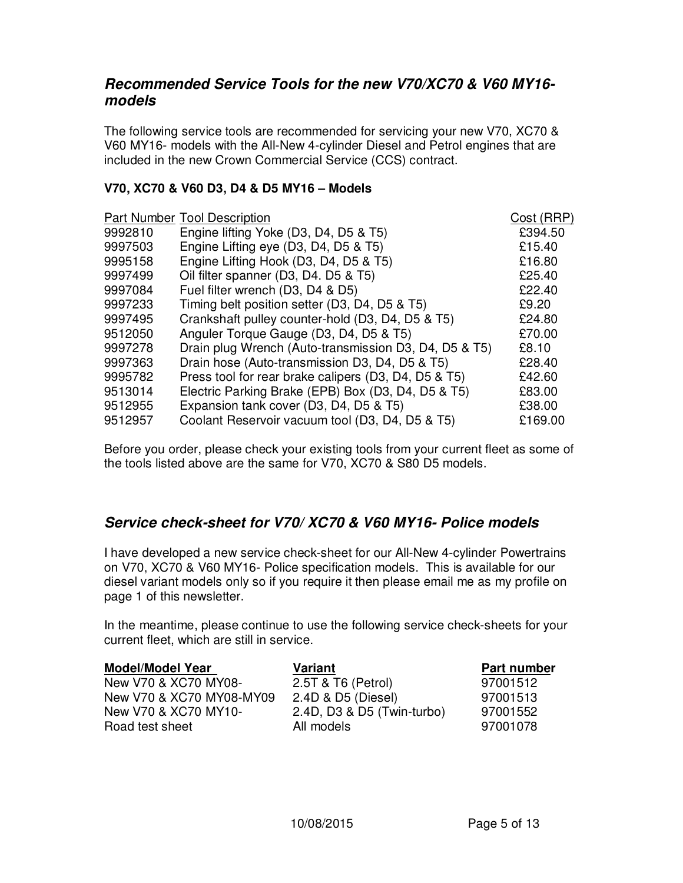## *Recommended Service Tools for the new V70/XC70 & V60 MY16-models*

The following service tools are recommended for servicing your new V70, XC70 & V60 MY16- models with the All-New 4-cylinder Diesel and Petrol engines that are included in the new Crown Commercial Service (CCS) contract.

**V70, XC70 & V60 D3, D4 & D5 MY16 – Models**

| Part Number | Tool Description | Cost (RRP) |
|---|---|---|
| 9992810 | Engine lifting Yoke (D3, D4, D5 & T5) | £394.50 |
| 9997503 | Engine Lifting eye (D3, D4, D5 & T5) | £15.40 |
| 9995158 | Engine Lifting Hook (D3, D4, D5 & T5) | £16.80 |
| 9997499 | Oil filter spanner (D3, D4. D5 & T5) | £25.40 |
| 9997084 | Fuel filter wrench (D3, D4 & D5) | £22.40 |
| 9997233 | Timing belt position setter (D3, D4, D5 & T5) | £9.20 |
| 9997495 | Crankshaft pulley counter-hold (D3, D4, D5 & T5) | £24.80 |
| 9512050 | Anguler Torque Gauge (D3, D4, D5 & T5) | £70.00 |
| 9997278 | Drain plug Wrench (Auto-transmission D3, D4, D5 & T5) | £8.10 |
| 9997363 | Drain hose (Auto-transmission D3, D4, D5 & T5) | £28.40 |
| 9995782 | Press tool for rear brake calipers (D3, D4, D5 & T5) | £42.60 |
| 9513014 | Electric Parking Brake (EPB) Box (D3, D4, D5 & T5) | £83.00 |
| 9512955 | Expansion tank cover (D3, D4, D5 & T5) | £38.00 |
| 9512957 | Coolant Reservoir vacuum tool (D3, D4, D5 & T5) | £169.00 |

Before you order, please check your existing tools from your current fleet as some of the tools listed above are the same for V70, XC70 & S80 D5 models.

## *Service check-sheet for V70/ XC70 & V60 MY16- Police models*

I have developed a new service check-sheet for our All-New 4-cylinder Powertrains on V70, XC70 & V60 MY16- Police specification models. This is available for our diesel variant models only so if you require it then please email me as my profile on page 1 of this newsletter.

In the meantime, please continue to use the following service check-sheets for your current fleet, which are still in service.

| Model/Model Year | Variant | Part number |
|---|---|---|
| New V70 & XC70 MY08- | 2.5T & T6 (Petrol) | 97001512 |
| New V70 & XC70 MY08-MY09 | 2.4D & D5 (Diesel) | 97001513 |
| New V70 & XC70 MY10- | 2.4D, D3 & D5 (Twin-turbo) | 97001552 |
| Road test sheet | All models | 97001078 |

10/08/2015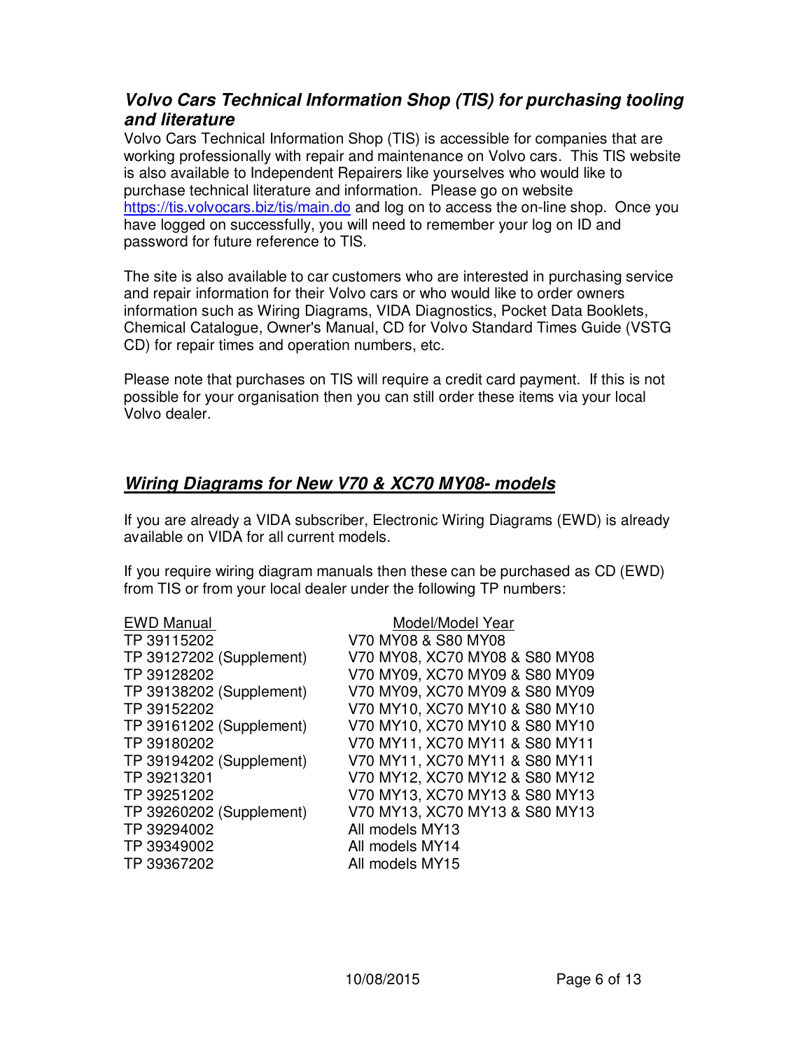## *Volvo Cars Technical Information Shop (TIS) for purchasing tooling and literature*

Volvo Cars Technical Information Shop (TIS) is accessible for companies that are working professionally with repair and maintenance on Volvo cars. This TIS website is also available to Independent Repairers like yourselves who would like to purchase technical literature and information. Please go on website [https://tis.volvocars.biz/tis/main.do](https://tis.volvocars.biz/tis/main.do) and log on to access the on-line shop. Once you have logged on successfully, you will need to remember your log on ID and password for future reference to TIS.

The site is also available to car customers who are interested in purchasing service and repair information for their Volvo cars or who would like to order owners information such as Wiring Diagrams, VIDA Diagnostics, Pocket Data Booklets, Chemical Catalogue, Owner's Manual, CD for Volvo Standard Times Guide (VSTG CD) for repair times and operation numbers, etc.

Please note that purchases on TIS will require a credit card payment. If this is not possible for your organisation then you can still order these items via your local Volvo dealer.

## ***Wiring Diagrams for New V70 & XC70 MY08- models***

If you are already a VIDA subscriber, Electronic Wiring Diagrams (EWD) is already available on VIDA for all current models.

If you require wiring diagram manuals then these can be purchased as CD (EWD) from TIS or from your local dealer under the following TP numbers:

| EWD Manual | Model/Model Year |
|---|---|
| TP 39115202 | V70 MY08 & S80 MY08 |
| TP 39127202 (Supplement) | V70 MY08, XC70 MY08 & S80 MY08 |
| TP 39128202 | V70 MY09, XC70 MY09 & S80 MY09 |
| TP 39138202 (Supplement) | V70 MY09, XC70 MY09 & S80 MY09 |
| TP 39152202 | V70 MY10, XC70 MY10 & S80 MY10 |
| TP 39161202 (Supplement) | V70 MY10, XC70 MY10 & S80 MY10 |
| TP 39180202 | V70 MY11, XC70 MY11 & S80 MY11 |
| TP 39194202 (Supplement) | V70 MY11, XC70 MY11 & S80 MY11 |
| TP 39213201 | V70 MY12, XC70 MY12 & S80 MY12 |
| TP 39251202 | V70 MY13, XC70 MY13 & S80 MY13 |
| TP 39260202 (Supplement) | V70 MY13, XC70 MY13 & S80 MY13 |
| TP 39294002 | All models MY13 |
| TP 39349002 | All models MY14 |
| TP 39367202 | All models MY15 |

10/08/2015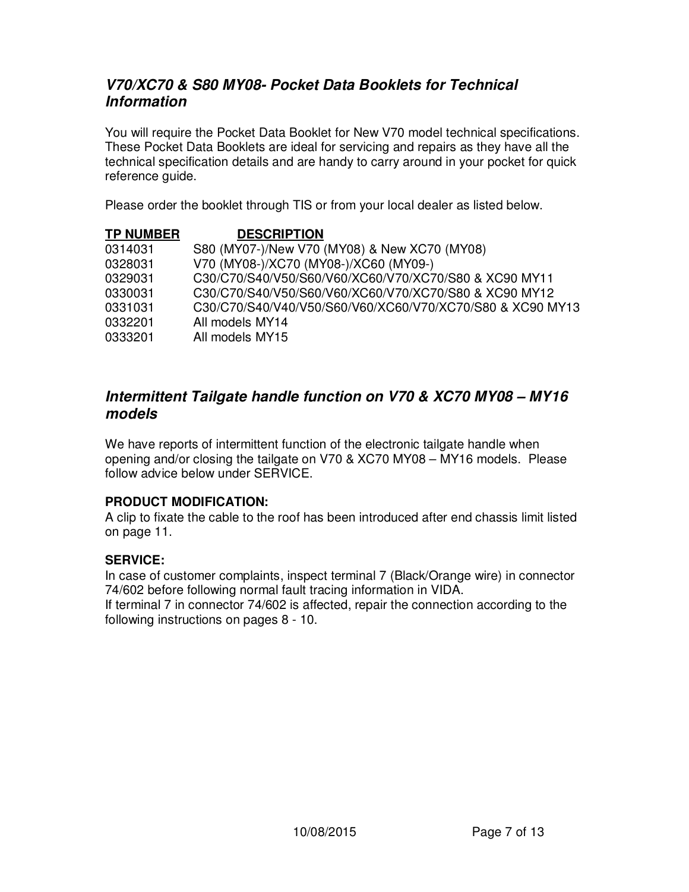## *V70/XC70 & S80 MY08- Pocket Data Booklets for Technical Information*

You will require the Pocket Data Booklet for New V70 model technical specifications. These Pocket Data Booklets are ideal for servicing and repairs as they have all the technical specification details and are handy to carry around in your pocket for quick reference guide.

Please order the booklet through TIS or from your local dealer as listed below.

| TP NUMBER | DESCRIPTION |
|---|---|
| 0314031 | S80 (MY07-)/New V70 (MY08) & New XC70 (MY08) |
| 0328031 | V70 (MY08-)/XC70 (MY08-)/XC60 (MY09-) |
| 0329031 | C30/C70/S40/V50/S60/V60/XC60/V70/XC70/S80 & XC90 MY11 |
| 0330031 | C30/C70/S40/V50/S60/V60/XC60/V70/XC70/S80 & XC90 MY12 |
| 0331031 | C30/C70/S40/V40/V50/S60/V60/XC60/V70/XC70/S80 & XC90 MY13 |
| 0332201 | All models MY14 |
| 0333201 | All models MY15 |

## *Intermittent Tailgate handle function on V70 & XC70 MY08 – MY16 models*

We have reports of intermittent function of the electronic tailgate handle when opening and/or closing the tailgate on V70 & XC70 MY08 – MY16 models. Please follow advice below under SERVICE.

**PRODUCT MODIFICATION:**
A clip to fixate the cable to the roof has been introduced after end chassis limit listed on page 11.

**SERVICE:**
In case of customer complaints, inspect terminal 7 (Black/Orange wire) in connector 74/602 before following normal fault tracing information in VIDA.
If terminal 7 in connector 74/602 is affected, repair the connection according to the following instructions on pages 8 - 10.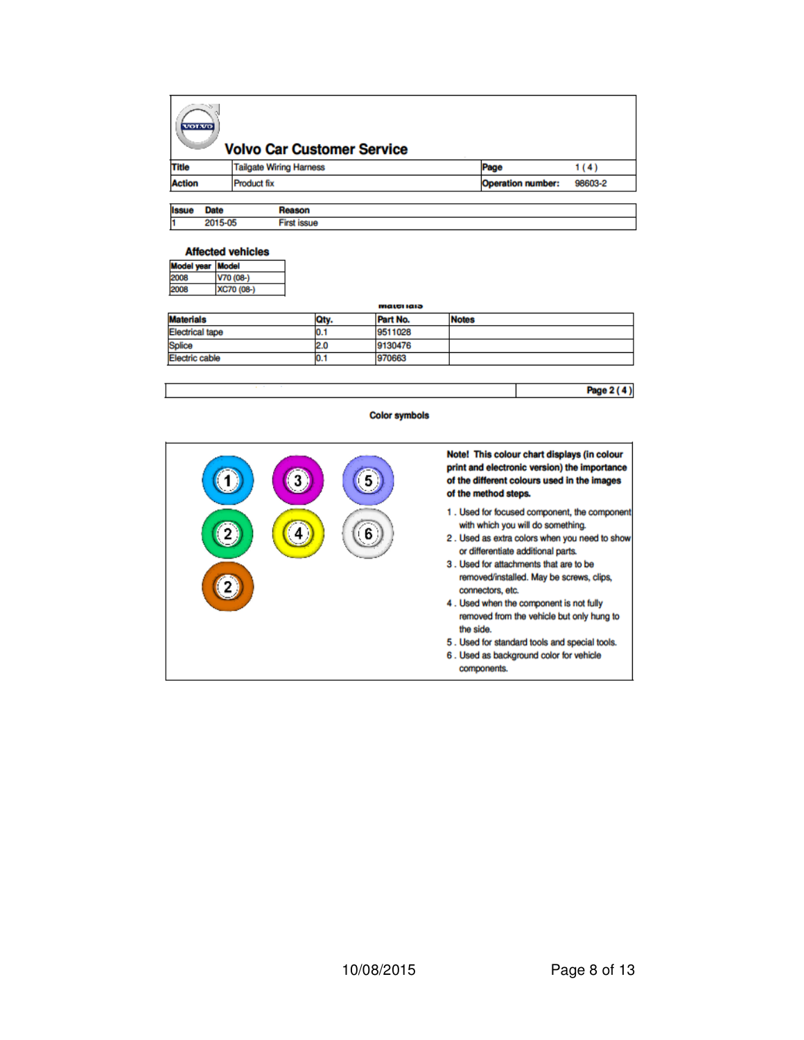# Volvo Car Customer Service

| Title | Tailgate Wiring Harness | Page | 1 ( 4 ) |
|---|---|---|---|
| Action | Product fix | Operation number: | 98603-2 |

| Issue | Date | Reason |
|---|---|---|
| 1 | 2015-05 | First issue |

## Affected vehicles

| Model year | Model |
|---|---|
| 2008 | V70 (08-) |
| 2008 | XC70 (08-) |

## Materials

| Materials | Qty. | Part No. | Notes |
|---|---|---|---|
| Electrical tape | 0.1 | 9511028 | |
| Splice | 2.0 | 9130476 | |
| Electric cable | 0.1 | 970663 | |

Page 2 ( 4 )

## Color symbols

**Note! This colour chart displays (in colour print and electronic version) the importance of the different colours used in the images of the method steps.**

1. Used for focused component, the component with which you will do something.
2. Used as extra colors when you need to show or differentiate additional parts.
3. Used for attachments that are to be removed/installed. May be screws, clips, connectors, etc.
4. Used when the component is not fully removed from the vehicle but only hung to the side.
5. Used for standard tools and special tools.
6. Used as background color for vehicle components.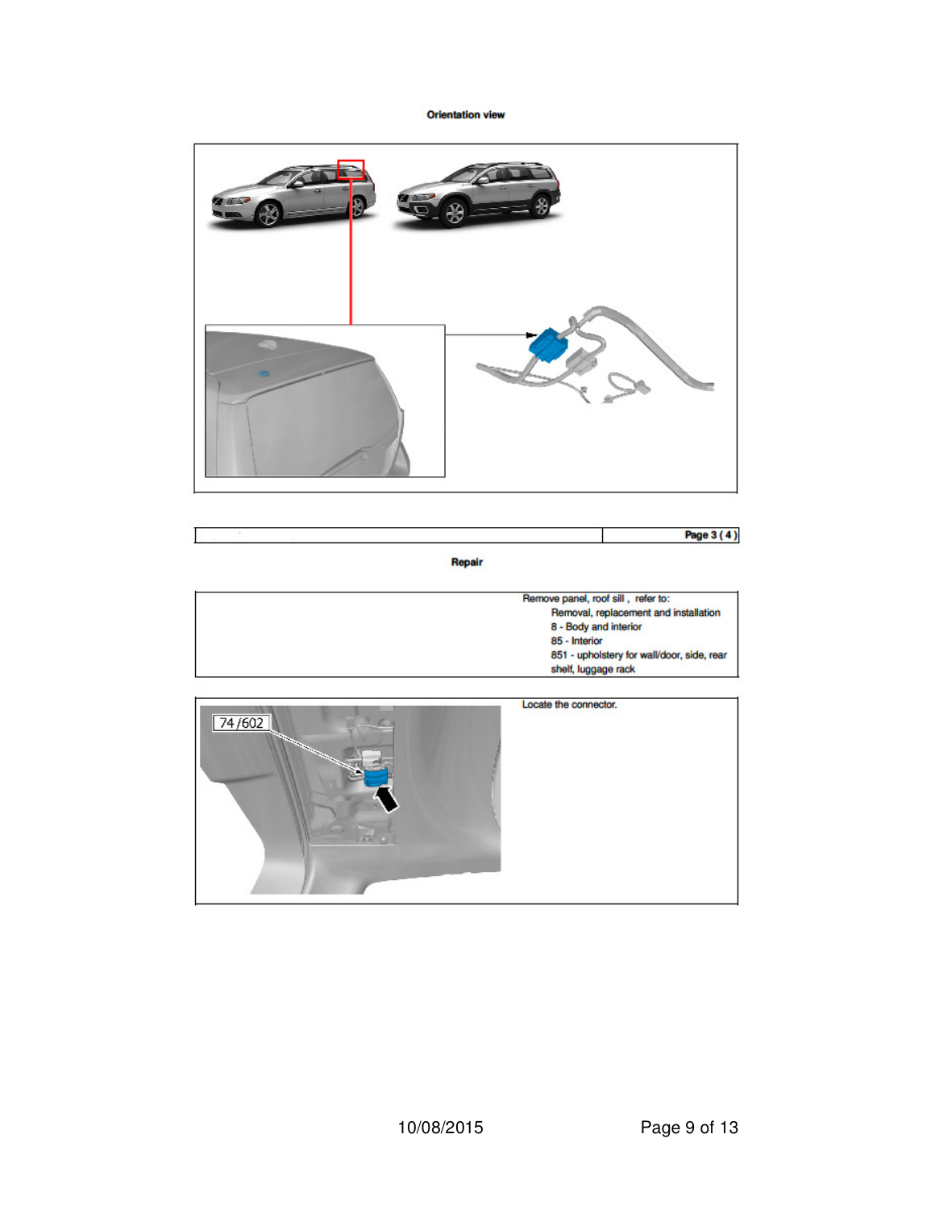**Orientation view**

| | Page 3 ( 4 ) |
|---|---|

**Repair**

Remove panel, roof sill , refer to:
- Removal, replacement and installation
- 8 - Body and interior
- 85 - Interior
- 851 - upholstery for wall/door, side, rear shelf, luggage rack

74 /602

Locate the connector.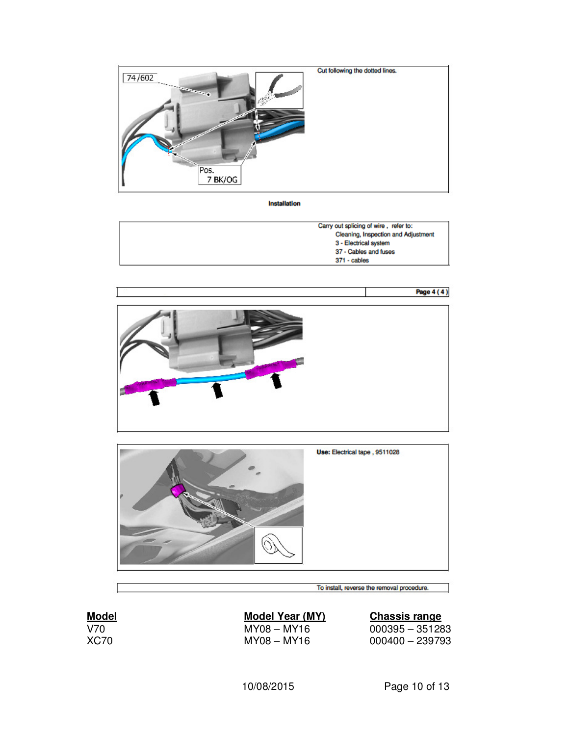74/602

Pos. 7 BK/OG

Cut following the dotted lines.

**Installation**

Carry out splicing of wire , refer to:
- Cleaning, Inspection and Adjustment
- 3 - Electrical system
- 37 - Cables and fuses
- 371 - cables

**Page 4 ( 4 )**

**Use:** Electrical tape , 9511028

To install, reverse the removal procedure.

| **Model** | **Model Year (MY)** | **Chassis range** |
|---|---|---|
| V70 | MY08 – MY16 | 000395 – 351283 |
| XC70 | MY08 – MY16 | 000400 – 239793 |

10/08/2015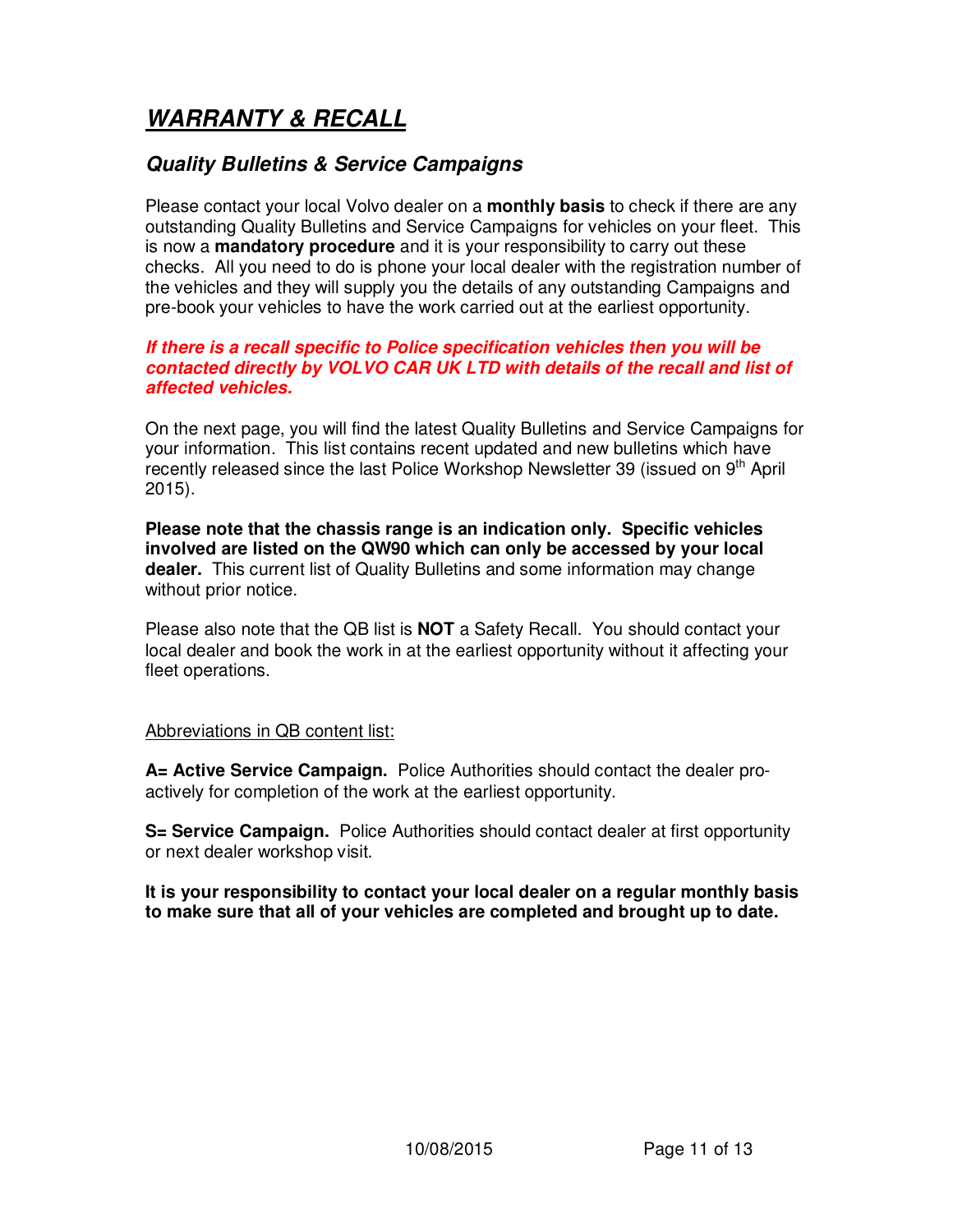# ***WARRANTY & RECALL***

## ***Quality Bulletins & Service Campaigns***

Please contact your local Volvo dealer on a **monthly basis** to check if there are any outstanding Quality Bulletins and Service Campaigns for vehicles on your fleet. This is now a **mandatory procedure** and it is your responsibility to carry out these checks. All you need to do is phone your local dealer with the registration number of the vehicles and they will supply you the details of any outstanding Campaigns and pre-book your vehicles to have the work carried out at the earliest opportunity.

***If there is a recall specific to Police specification vehicles then you will be contacted directly by VOLVO CAR UK LTD with details of the recall and list of affected vehicles.***

On the next page, you will find the latest Quality Bulletins and Service Campaigns for your information. This list contains recent updated and new bulletins which have recently released since the last Police Workshop Newsletter 39 (issued on 9th April 2015).

**Please note that the chassis range is an indication only. Specific vehicles involved are listed on the QW90 which can only be accessed by your local dealer.** This current list of Quality Bulletins and some information may change without prior notice.

Please also note that the QB list is **NOT** a Safety Recall. You should contact your local dealer and book the work in at the earliest opportunity without it affecting your fleet operations.

Abbreviations in QB content list:

**A= Active Service Campaign.** Police Authorities should contact the dealer pro-actively for completion of the work at the earliest opportunity.

**S= Service Campaign.** Police Authorities should contact dealer at first opportunity or next dealer workshop visit.

**It is your responsibility to contact your local dealer on a regular monthly basis to make sure that all of your vehicles are completed and brought up to date.**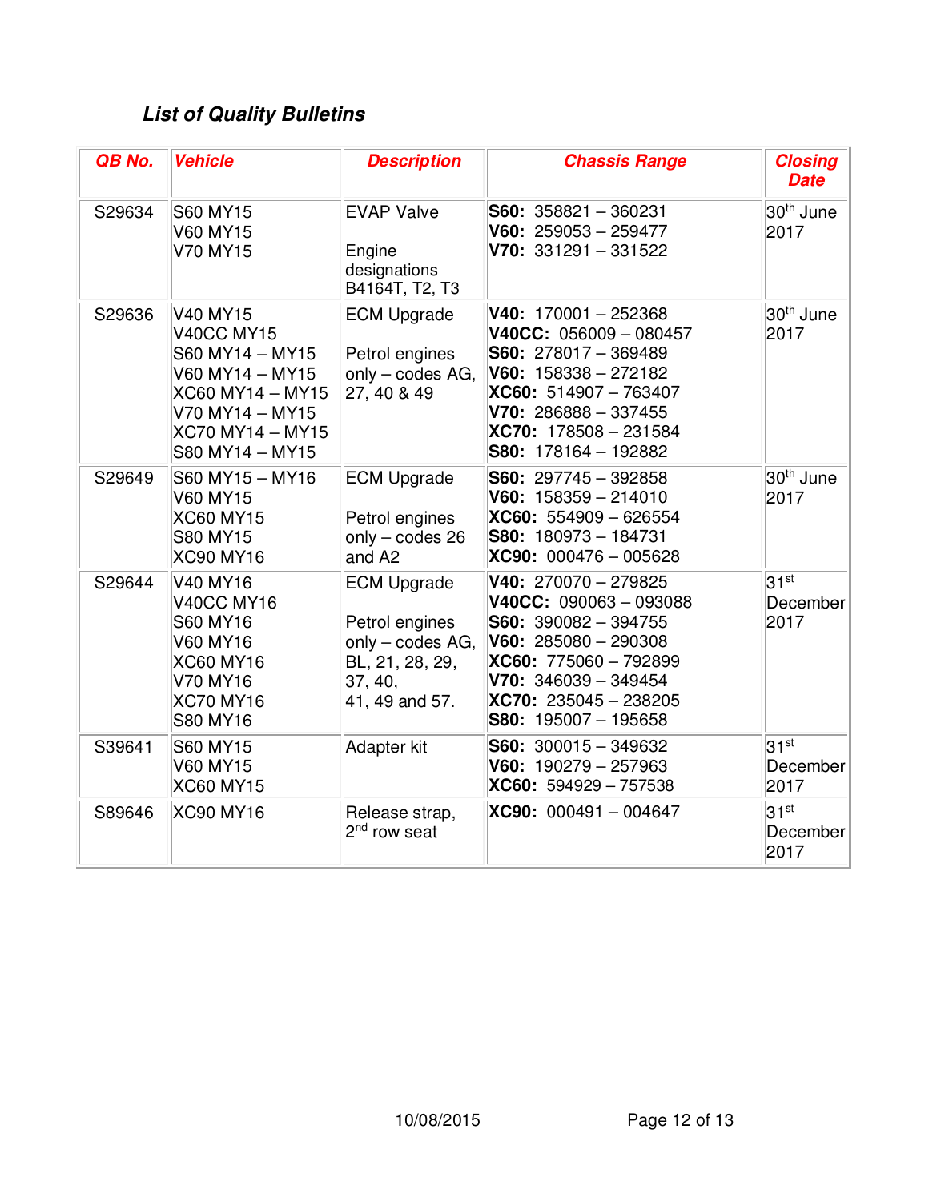## *List of Quality Bulletins*

| *QB No.* | *Vehicle* | *Description* | *Chassis Range* | *Closing Date* |
|---|---|---|---|---|
| S29634 | S60 MY15<br>V60 MY15<br>V70 MY15 | EVAP Valve<br><br>Engine designations B4164T, T2, T3 | **S60:** 358821 – 360231<br>**V60:** 259053 – 259477<br>**V70:** 331291 – 331522 | 30th June 2017 |
| S29636 | V40 MY15<br>V40CC MY15<br>S60 MY14 – MY15<br>V60 MY14 – MY15<br>XC60 MY14 – MY15<br>V70 MY14 – MY15<br>XC70 MY14 – MY15<br>S80 MY14 – MY15 | ECM Upgrade<br><br>Petrol engines only – codes AG, 27, 40 & 49 | **V40:** 170001 – 252368<br>**V40CC:** 056009 – 080457<br>**S60:** 278017 – 369489<br>**V60:** 158338 – 272182<br>**XC60:** 514907 – 763407<br>**V70:** 286888 – 337455<br>**XC70:** 178508 – 231584<br>**S80:** 178164 – 192882 | 30th June 2017 |
| S29649 | S60 MY15 – MY16<br>V60 MY15<br>XC60 MY15<br>S80 MY15<br>XC90 MY16 | ECM Upgrade<br><br>Petrol engines only – codes 26 and A2 | **S60:** 297745 – 392858<br>**V60:** 158359 – 214010<br>**XC60:** 554909 – 626554<br>**S80:** 180973 – 184731<br>**XC90:** 000476 – 005628 | 30th June 2017 |
| S29644 | V40 MY16<br>V40CC MY16<br>S60 MY16<br>V60 MY16<br>XC60 MY16<br>V70 MY16<br>XC70 MY16<br>S80 MY16 | ECM Upgrade<br><br>Petrol engines only – codes AG, BL, 21, 28, 29, 37, 40, 41, 49 and 57. | **V40:** 270070 – 279825<br>**V40CC:** 090063 – 093088<br>**S60:** 390082 – 394755<br>**V60:** 285080 – 290308<br>**XC60:** 775060 – 792899<br>**V70:** 346039 – 349454<br>**XC70:** 235045 – 238205<br>**S80:** 195007 – 195658 | 31st December 2017 |
| S39641 | S60 MY15<br>V60 MY15<br>XC60 MY15 | Adapter kit | **S60:** 300015 – 349632<br>**V60:** 190279 – 257963<br>**XC60:** 594929 – 757538 | 31st December 2017 |
| S89646 | XC90 MY16 | Release strap, 2nd row seat | **XC90:** 000491 – 004647 | 31st December 2017 |

10/08/2015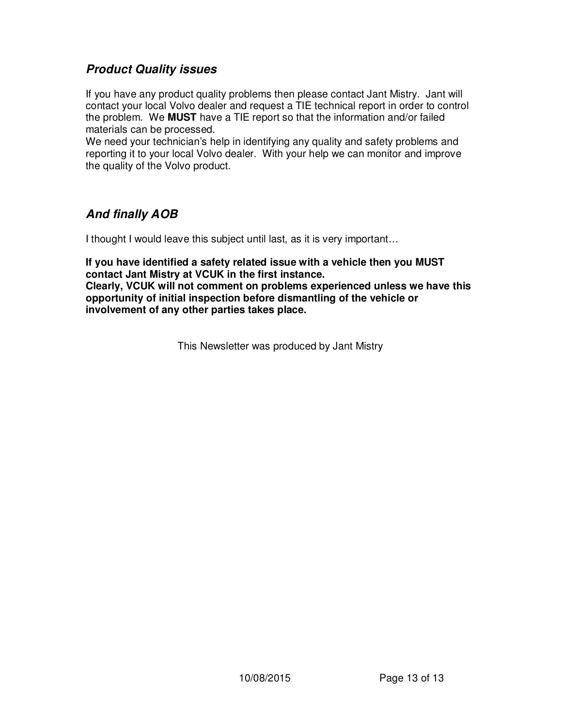## *Product Quality issues*

If you have any product quality problems then please contact Jant Mistry. Jant will contact your local Volvo dealer and request a TIE technical report in order to control the problem. We **MUST** have a TIE report so that the information and/or failed materials can be processed.
We need your technician's help in identifying any quality and safety problems and reporting it to your local Volvo dealer. With your help we can monitor and improve the quality of the Volvo product.

## *And finally AOB*

I thought I would leave this subject until last, as it is very important…

**If you have identified a safety related issue with a vehicle then you MUST contact Jant Mistry at VCUK in the first instance.**
**Clearly, VCUK will not comment on problems experienced unless we have this opportunity of initial inspection before dismantling of the vehicle or involvement of any other parties takes place.**

This Newsletter was produced by Jant Mistry

10/08/2015